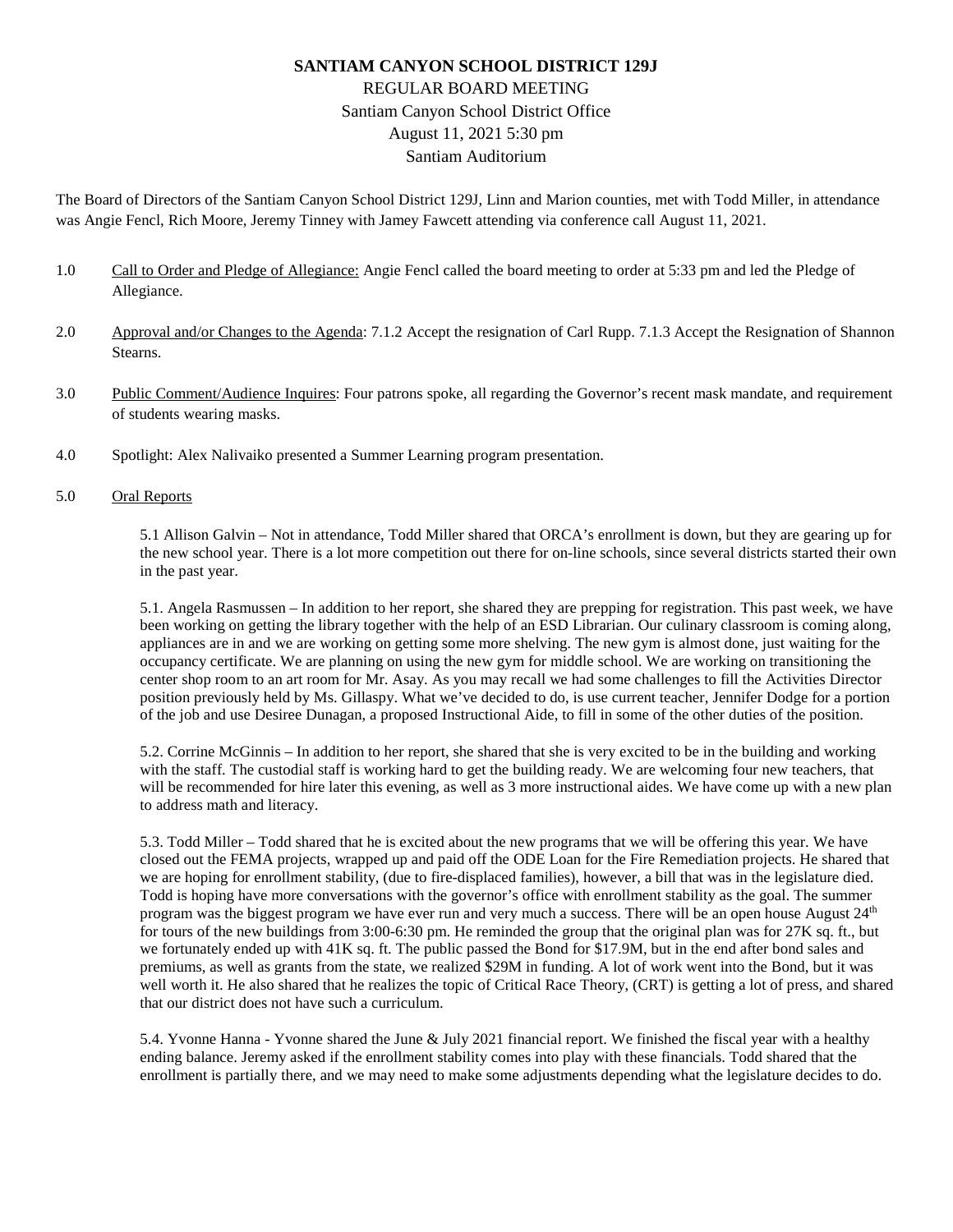# SANTIAM CANYON SCHOOL DISTRICT 129J

REGULAR BOARD MEETING
Santiam Canyon School District Office
August 11, 2021 5:30 pm
Santiam Auditorium

The Board of Directors of the Santiam Canyon School District 129J, Linn and Marion counties, met with Todd Miller, in attendance was Angie Fencl, Rich Moore, Jeremy Tinney with Jamey Fawcett attending via conference call August 11, 2021.

1.0 Call to Order and Pledge of Allegiance: Angie Fencl called the board meeting to order at 5:33 pm and led the Pledge of Allegiance.

2.0 Approval and/or Changes to the Agenda: 7.1.2 Accept the resignation of Carl Rupp. 7.1.3 Accept the Resignation of Shannon Stearns.

3.0 Public Comment/Audience Inquires: Four patrons spoke, all regarding the Governor's recent mask mandate, and requirement of students wearing masks.

4.0 Spotlight: Alex Nalivaiko presented a Summer Learning program presentation.

5.0 Oral Reports

5.1 Allison Galvin – Not in attendance, Todd Miller shared that ORCA's enrollment is down, but they are gearing up for the new school year. There is a lot more competition out there for on-line schools, since several districts started their own in the past year.

5.1. Angela Rasmussen – In addition to her report, she shared they are prepping for registration. This past week, we have been working on getting the library together with the help of an ESD Librarian. Our culinary classroom is coming along, appliances are in and we are working on getting some more shelving. The new gym is almost done, just waiting for the occupancy certificate. We are planning on using the new gym for middle school. We are working on transitioning the center shop room to an art room for Mr. Asay. As you may recall we had some challenges to fill the Activities Director position previously held by Ms. Gillaspy. What we've decided to do, is use current teacher, Jennifer Dodge for a portion of the job and use Desiree Dunagan, a proposed Instructional Aide, to fill in some of the other duties of the position.

5.2. Corrine McGinnis – In addition to her report, she shared that she is very excited to be in the building and working with the staff. The custodial staff is working hard to get the building ready. We are welcoming four new teachers, that will be recommended for hire later this evening, as well as 3 more instructional aides. We have come up with a new plan to address math and literacy.

5.3. Todd Miller – Todd shared that he is excited about the new programs that we will be offering this year. We have closed out the FEMA projects, wrapped up and paid off the ODE Loan for the Fire Remediation projects. He shared that we are hoping for enrollment stability, (due to fire-displaced families), however, a bill that was in the legislature died. Todd is hoping have more conversations with the governor's office with enrollment stability as the goal. The summer program was the biggest program we have ever run and very much a success. There will be an open house August 24th for tours of the new buildings from 3:00-6:30 pm. He reminded the group that the original plan was for 27K sq. ft., but we fortunately ended up with 41K sq. ft. The public passed the Bond for $17.9M, but in the end after bond sales and premiums, as well as grants from the state, we realized $29M in funding. A lot of work went into the Bond, but it was well worth it. He also shared that he realizes the topic of Critical Race Theory, (CRT) is getting a lot of press, and shared that our district does not have such a curriculum.

5.4. Yvonne Hanna - Yvonne shared the June & July 2021 financial report. We finished the fiscal year with a healthy ending balance. Jeremy asked if the enrollment stability comes into play with these financials. Todd shared that the enrollment is partially there, and we may need to make some adjustments depending what the legislature decides to do.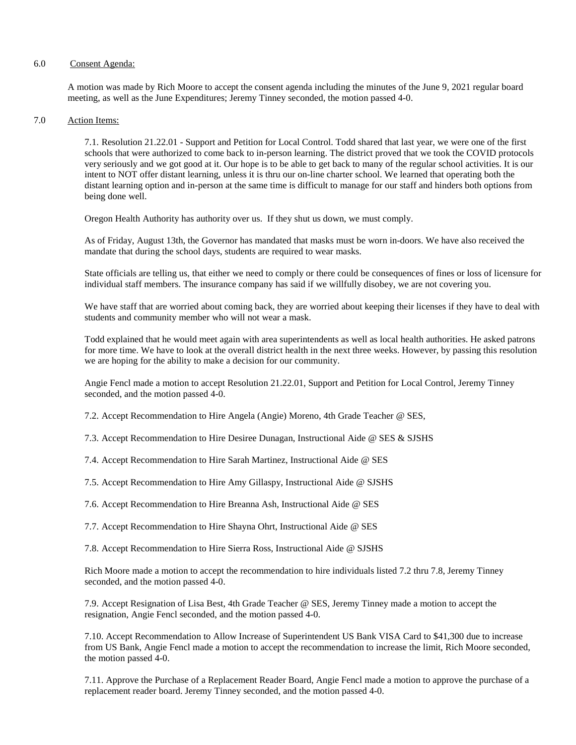## 6.0 Consent Agenda:

A motion was made by Rich Moore to accept the consent agenda including the minutes of the June 9, 2021 regular board meeting, as well as the June Expenditures; Jeremy Tinney seconded, the motion passed 4-0.

## 7.0 Action Items:

7.1. Resolution 21.22.01 - Support and Petition for Local Control. Todd shared that last year, we were one of the first schools that were authorized to come back to in-person learning. The district proved that we took the COVID protocols very seriously and we got good at it. Our hope is to be able to get back to many of the regular school activities. It is our intent to NOT offer distant learning, unless it is thru our on-line charter school. We learned that operating both the distant learning option and in-person at the same time is difficult to manage for our staff and hinders both options from being done well.

Oregon Health Authority has authority over us. If they shut us down, we must comply.

As of Friday, August 13th, the Governor has mandated that masks must be worn in-doors. We have also received the mandate that during the school days, students are required to wear masks.

State officials are telling us, that either we need to comply or there could be consequences of fines or loss of licensure for individual staff members. The insurance company has said if we willfully disobey, we are not covering you.

We have staff that are worried about coming back, they are worried about keeping their licenses if they have to deal with students and community member who will not wear a mask.

Todd explained that he would meet again with area superintendents as well as local health authorities. He asked patrons for more time. We have to look at the overall district health in the next three weeks. However, by passing this resolution we are hoping for the ability to make a decision for our community.

Angie Fencl made a motion to accept Resolution 21.22.01, Support and Petition for Local Control, Jeremy Tinney seconded, and the motion passed 4-0.

7.2. Accept Recommendation to Hire Angela (Angie) Moreno, 4th Grade Teacher @ SES,

7.3. Accept Recommendation to Hire Desiree Dunagan, Instructional Aide @ SES & SJSHS

7.4. Accept Recommendation to Hire Sarah Martinez, Instructional Aide @ SES

7.5. Accept Recommendation to Hire Amy Gillaspy, Instructional Aide @ SJSHS

7.6. Accept Recommendation to Hire Breanna Ash, Instructional Aide @ SES

7.7. Accept Recommendation to Hire Shayna Ohrt, Instructional Aide @ SES

7.8. Accept Recommendation to Hire Sierra Ross, Instructional Aide @ SJSHS

Rich Moore made a motion to accept the recommendation to hire individuals listed 7.2 thru 7.8, Jeremy Tinney seconded, and the motion passed 4-0.

7.9. Accept Resignation of Lisa Best, 4th Grade Teacher @ SES, Jeremy Tinney made a motion to accept the resignation, Angie Fencl seconded, and the motion passed 4-0.

7.10. Accept Recommendation to Allow Increase of Superintendent US Bank VISA Card to $41,300 due to increase from US Bank, Angie Fencl made a motion to accept the recommendation to increase the limit, Rich Moore seconded, the motion passed 4-0.

7.11. Approve the Purchase of a Replacement Reader Board, Angie Fencl made a motion to approve the purchase of a replacement reader board. Jeremy Tinney seconded, and the motion passed 4-0.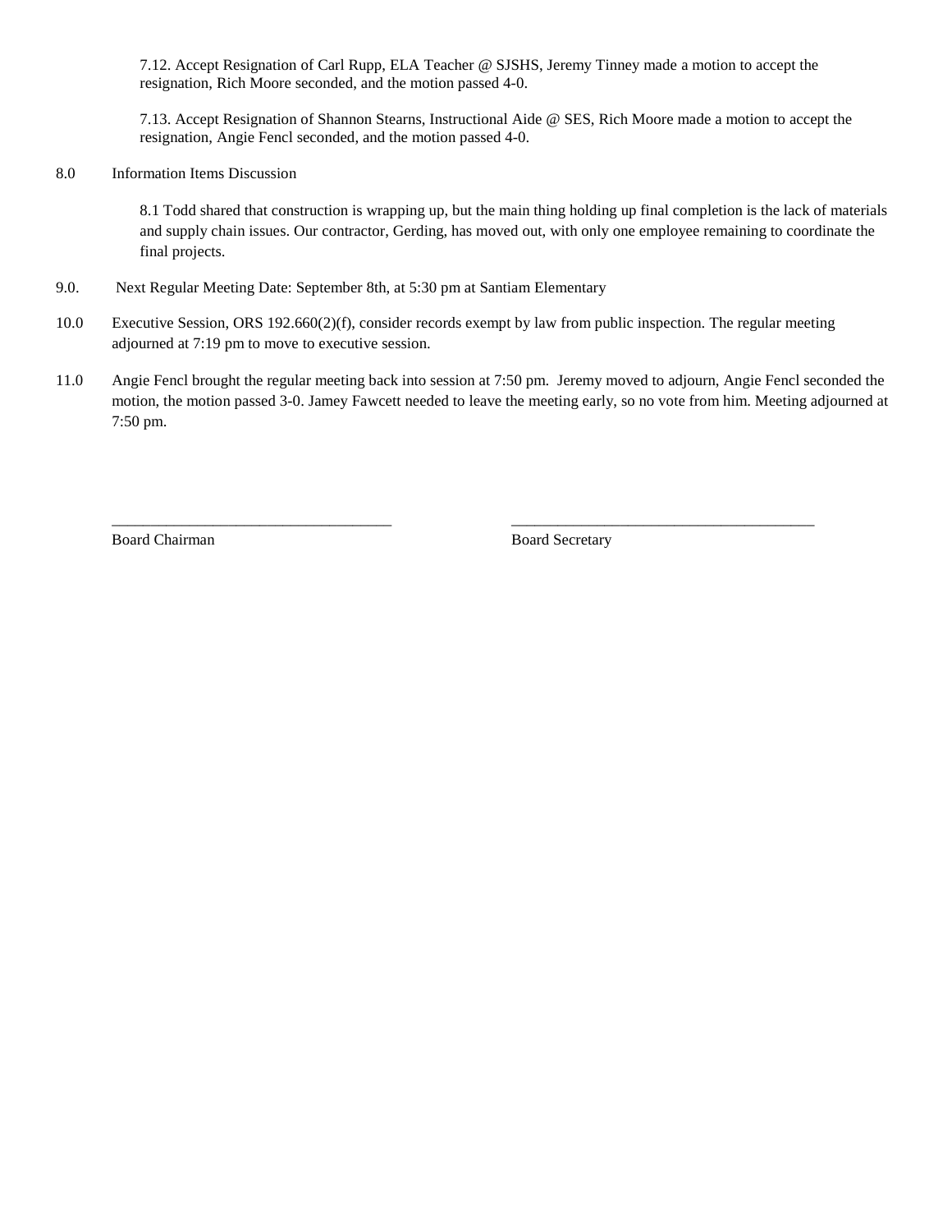7.12. Accept Resignation of Carl Rupp, ELA Teacher @ SJSHS, Jeremy Tinney made a motion to accept the resignation, Rich Moore seconded, and the motion passed 4-0.

7.13. Accept Resignation of Shannon Stearns, Instructional Aide @ SES, Rich Moore made a motion to accept the resignation, Angie Fencl seconded, and the motion passed 4-0.

8.0 Information Items Discussion

8.1 Todd shared that construction is wrapping up, but the main thing holding up final completion is the lack of materials and supply chain issues. Our contractor, Gerding, has moved out, with only one employee remaining to coordinate the final projects.

9.0. Next Regular Meeting Date: September 8th, at 5:30 pm at Santiam Elementary

10.0 Executive Session, ORS 192.660(2)(f), consider records exempt by law from public inspection. The regular meeting adjourned at 7:19 pm to move to executive session.

11.0 Angie Fencl brought the regular meeting back into session at 7:50 pm. Jeremy moved to adjourn, Angie Fencl seconded the motion, the motion passed 3-0. Jamey Fawcett needed to leave the meeting early, so no vote from him. Meeting adjourned at 7:50 pm.

\_\_\_\_\_\_\_\_\_\_\_\_\_\_\_\_\_\_\_\_\_\_\_\_\_\_\_\_\_\_\_\_\_\_\_\_ \_\_\_\_\_\_\_\_\_\_\_\_\_\_\_\_\_\_\_\_\_\_\_\_\_\_\_\_\_\_\_\_\_\_\_\_\_\_\_\_

Board Chairman Board Secretary